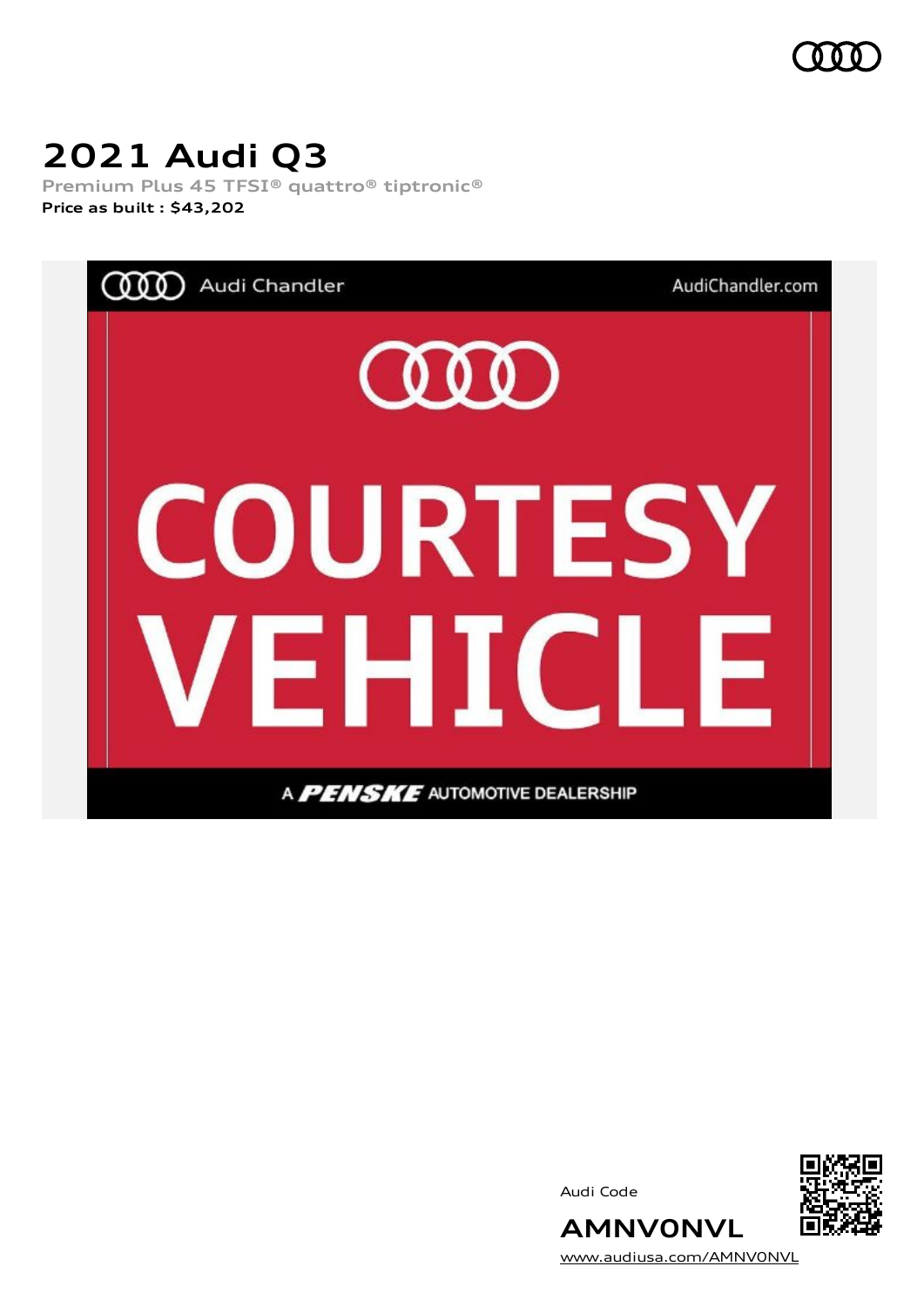# 2021 Audi Q3

Premium Plus 45 TFSI® quattro® tiptronic®

**Price as built : $43,202**

Audi Code

**AMNV0NVL**

www.audiusa.com/AMNV0NVL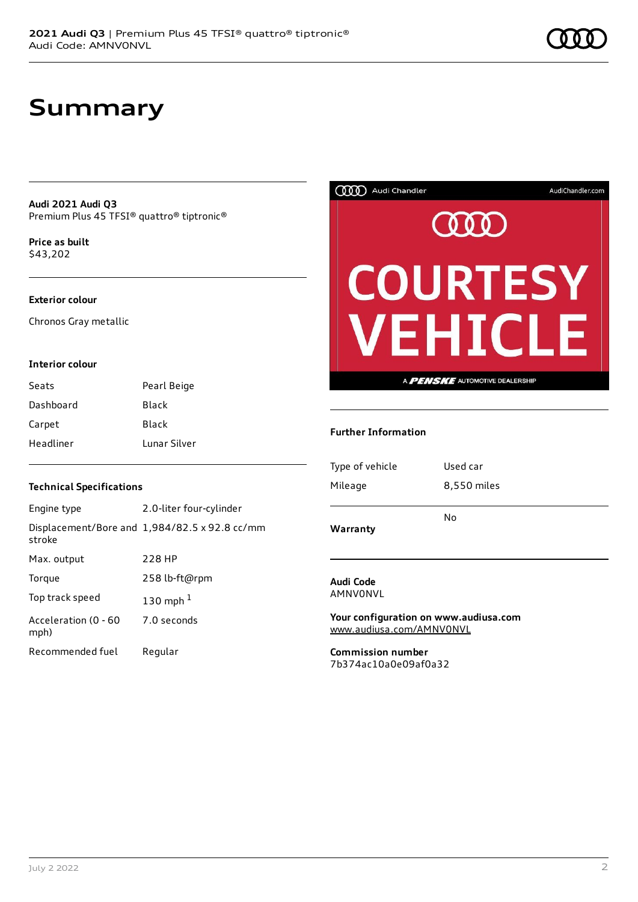# Summary

**Audi 2021 Audi Q3**
Premium Plus 45 TFSI® quattro® tiptronic®

**Price as built**
$43,202

### Exterior colour

Chronos Gray metallic

### Interior colour

| | |
|---|---|
| Seats | Pearl Beige |
| Dashboard | Black |
| Carpet | Black |
| Headliner | Lunar Silver |

### Technical Specifications

| | |
|---|---|
| Engine type | 2.0-liter four-cylinder |
| Displacement/Bore and stroke | 1,984/82.5 x 92.8 cc/mm |
| Max. output | 228 HP |
| Torque | 258 lb-ft@rpm |
| Top track speed | 130 mph [1] |
| Acceleration (0 - 60 mph) | 7.0 seconds |
| Recommended fuel | Regular |

### Further Information

| | |
|---|---|
| Type of vehicle | Used car |
| Mileage | 8,550 miles |
| **Warranty** | No |

**Audi Code**
AMNV0NVL

**Your configuration on www.audiusa.com**
www.audiusa.com/AMNV0NVL

**Commission number**
7b374ac10a0e09af0a32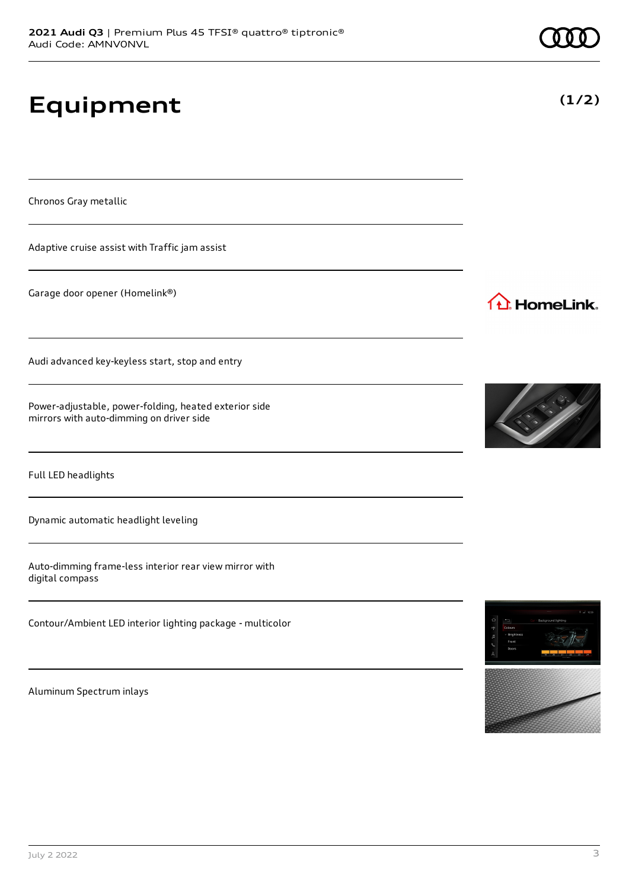# Equipment

**(1/2)**

Chronos Gray metallic

Adaptive cruise assist with Traffic jam assist

Garage door opener (Homelink®)

Audi advanced key-keyless start, stop and entry

Power-adjustable, power-folding, heated exterior side mirrors with auto-dimming on driver side

Full LED headlights

Dynamic automatic headlight leveling

Auto-dimming frame-less interior rear view mirror with digital compass

Contour/Ambient LED interior lighting package - multicolor

Aluminum Spectrum inlays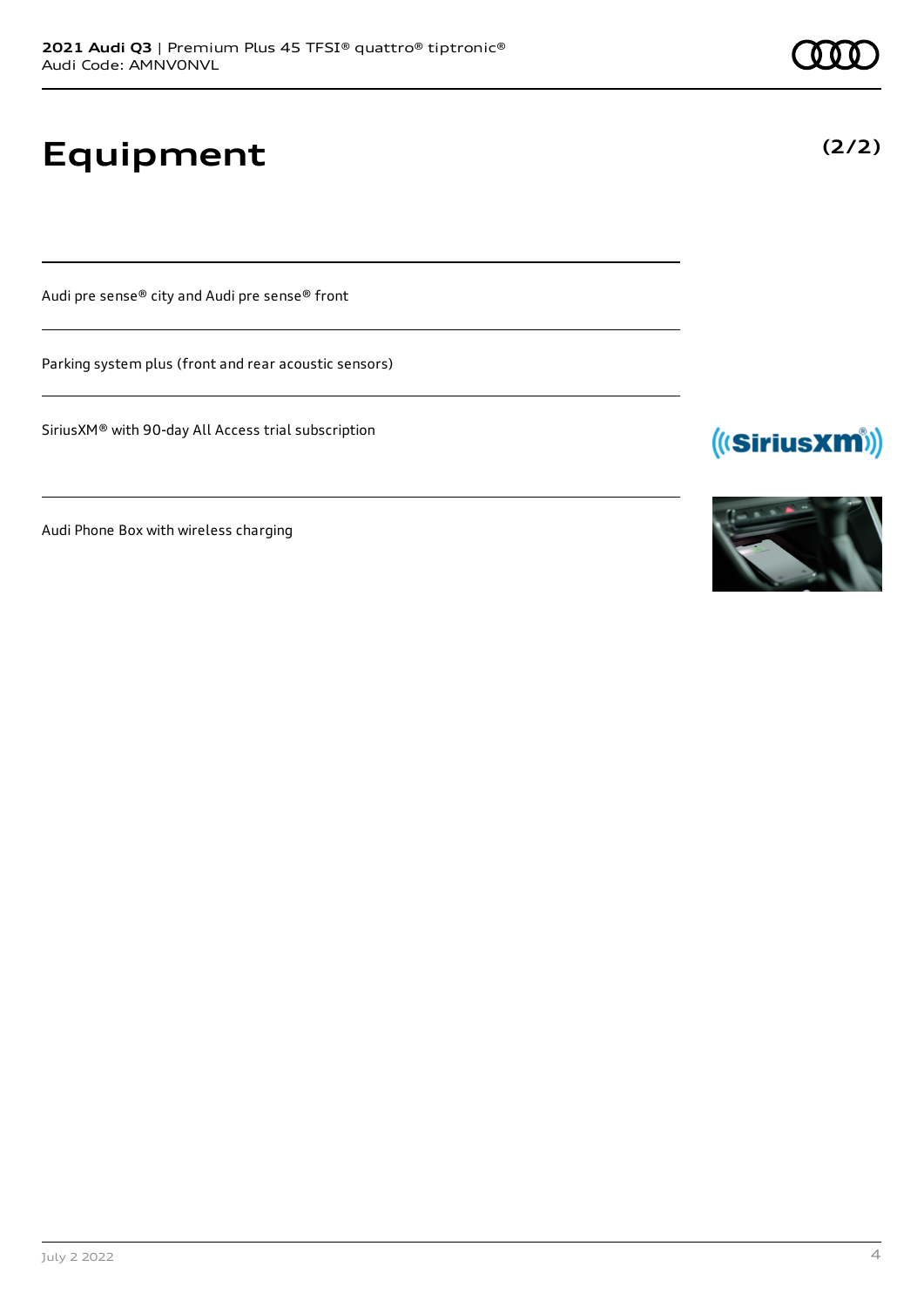# Equipment

**(2/2)**

Audi pre sense® city and Audi pre sense® front

Parking system plus (front and rear acoustic sensors)

SiriusXM® with 90-day All Access trial subscription

Audi Phone Box with wireless charging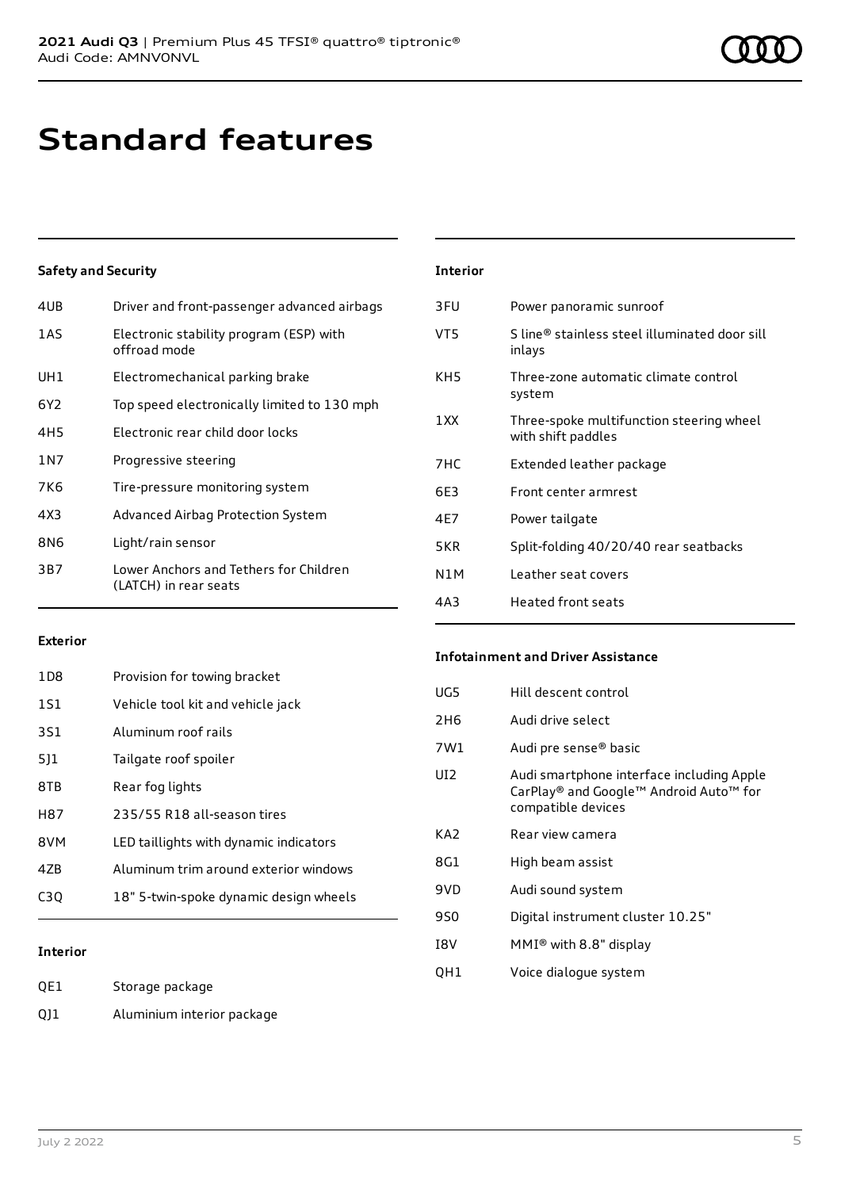# Standard features

### Safety and Security

| | |
|---|---|
| 4UB | Driver and front-passenger advanced airbags |
| 1AS | Electronic stability program (ESP) with offroad mode |
| UH1 | Electromechanical parking brake |
| 6Y2 | Top speed electronically limited to 130 mph |
| 4H5 | Electronic rear child door locks |
| 1N7 | Progressive steering |
| 7K6 | Tire-pressure monitoring system |
| 4X3 | Advanced Airbag Protection System |
| 8N6 | Light/rain sensor |
| 3B7 | Lower Anchors and Tethers for Children (LATCH) in rear seats |

### Exterior

| | |
|---|---|
| 1D8 | Provision for towing bracket |
| 1S1 | Vehicle tool kit and vehicle jack |
| 3S1 | Aluminum roof rails |
| 5J1 | Tailgate roof spoiler |
| 8TB | Rear fog lights |
| H87 | 235/55 R18 all-season tires |
| 8VM | LED taillights with dynamic indicators |
| 4ZB | Aluminum trim around exterior windows |
| C3Q | 18" 5-twin-spoke dynamic design wheels |

### Interior

| | |
|---|---|
| QE1 | Storage package |
| QJ1 | Aluminium interior package |
| 3FU | Power panoramic sunroof |
| VT5 | S line® stainless steel illuminated door sill inlays |
| KH5 | Three-zone automatic climate control system |
| 1XX | Three-spoke multifunction steering wheel with shift paddles |
| 7HC | Extended leather package |
| 6E3 | Front center armrest |
| 4E7 | Power tailgate |
| 5KR | Split-folding 40/20/40 rear seatbacks |
| N1M | Leather seat covers |
| 4A3 | Heated front seats |

### Infotainment and Driver Assistance

| | |
|---|---|
| UG5 | Hill descent control |
| 2H6 | Audi drive select |
| 7W1 | Audi pre sense® basic |
| UI2 | Audi smartphone interface including Apple CarPlay® and Google™ Android Auto™ for compatible devices |
| KA2 | Rear view camera |
| 8G1 | High beam assist |
| 9VD | Audi sound system |
| 9S0 | Digital instrument cluster 10.25" |
| I8V | MMI® with 8.8" display |
| QH1 | Voice dialogue system |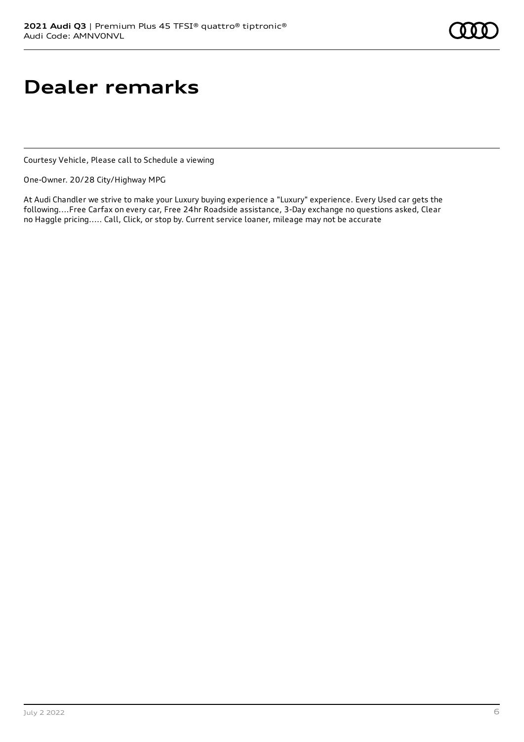# Dealer remarks

Courtesy Vehicle, Please call to Schedule a viewing

One-Owner. 20/28 City/Highway MPG

At Audi Chandler we strive to make your Luxury buying experience a "Luxury" experience. Every Used car gets the following....Free Carfax on every car, Free 24hr Roadside assistance, 3-Day exchange no questions asked, Clear no Haggle pricing..... Call, Click, or stop by. Current service loaner, mileage may not be accurate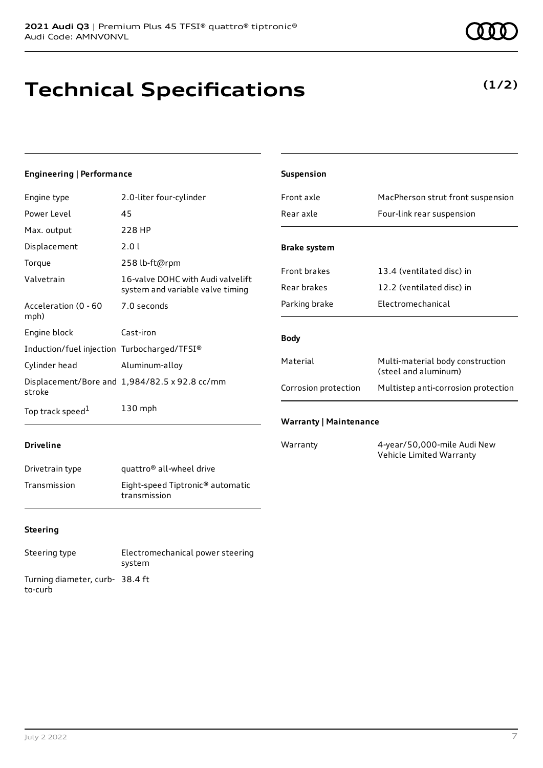# Technical Specifications

**(1/2)**

### Engineering | Performance

| | |
|---|---|
| Engine type | 2.0-liter four-cylinder |
| Power Level | 45 |
| Max. output | 228 HP |
| Displacement | 2.0 l |
| Torque | 258 lb-ft@rpm |
| Valvetrain | 16-valve DOHC with Audi valvelift system and variable valve timing |
| Acceleration (0 - 60 mph) | 7.0 seconds |
| Engine block | Cast-iron |
| Induction/fuel injection | Turbocharged/TFSI® |
| Cylinder head | Aluminum-alloy |
| Displacement/Bore and stroke | 1,984/82.5 x 92.8 cc/mm |
| Top track speed[1] | 130 mph |

### Driveline

| | |
|---|---|
| Drivetrain type | quattro® all-wheel drive |
| Transmission | Eight-speed Tiptronic® automatic transmission |

### Steering

| | |
|---|---|
| Steering type | Electromechanical power steering system |
| Turning diameter, curb-to-curb | 38.4 ft |

### Suspension

| | |
|---|---|
| Front axle | MacPherson strut front suspension |
| Rear axle | Four-link rear suspension |

### Brake system

| | |
|---|---|
| Front brakes | 13.4 (ventilated disc) in |
| Rear brakes | 12.2 (ventilated disc) in |
| Parking brake | Electromechanical |

### Body

| | |
|---|---|
| Material | Multi-material body construction (steel and aluminum) |
| Corrosion protection | Multistep anti-corrosion protection |

### Warranty | Maintenance

| | |
|---|---|
| Warranty | 4-year/50,000-mile Audi New Vehicle Limited Warranty |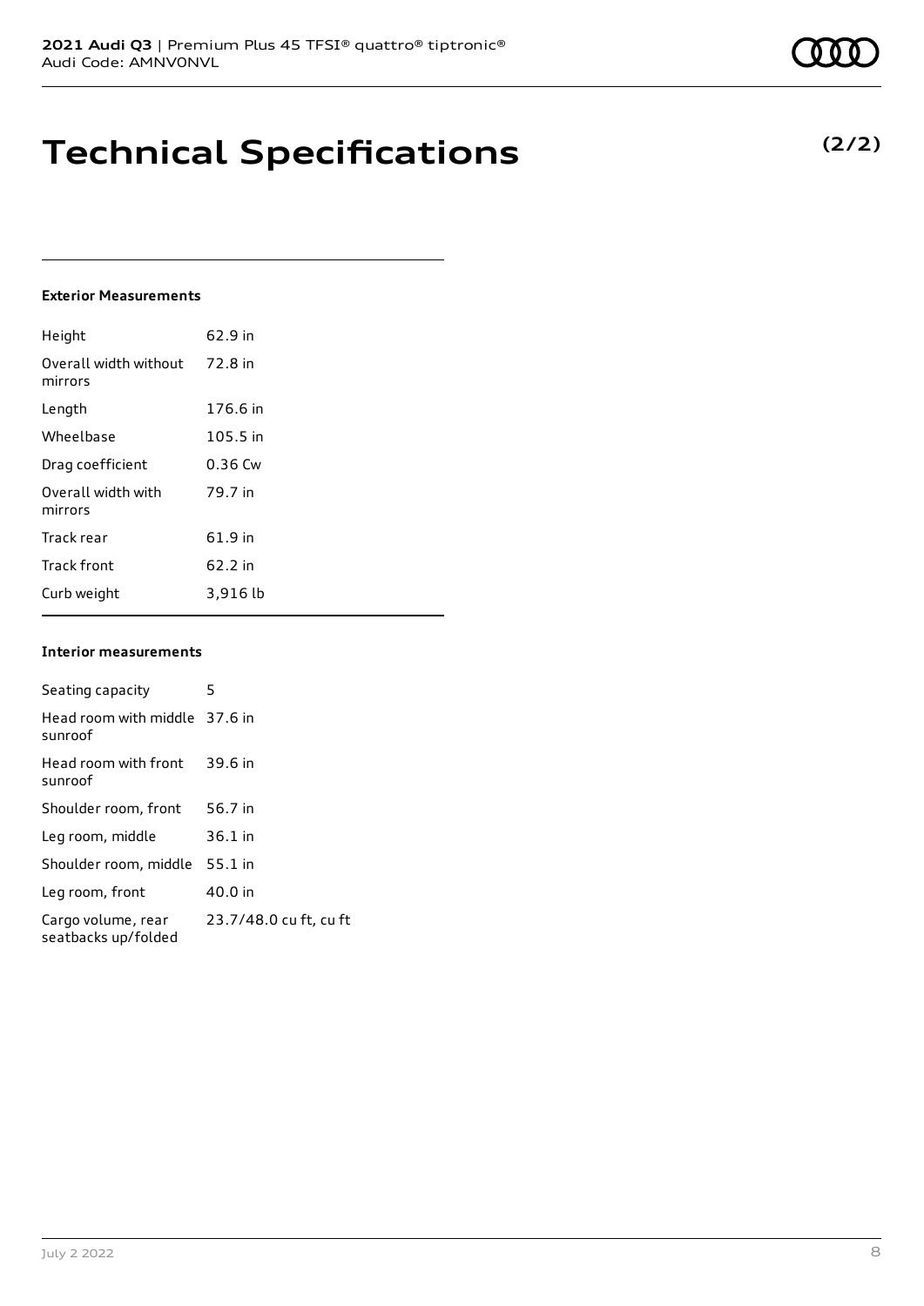# Technical Specifications

**(2/2)**

### Exterior Measurements

| | |
|---|---|
| Height | 62.9 in |
| Overall width without mirrors | 72.8 in |
| Length | 176.6 in |
| Wheelbase | 105.5 in |
| Drag coefficient | 0.36 Cw |
| Overall width with mirrors | 79.7 in |
| Track rear | 61.9 in |
| Track front | 62.2 in |
| Curb weight | 3,916 lb |

### Interior measurements

| | |
|---|---|
| Seating capacity | 5 |
| Head room with middle sunroof | 37.6 in |
| Head room with front sunroof | 39.6 in |
| Shoulder room, front | 56.7 in |
| Leg room, middle | 36.1 in |
| Shoulder room, middle | 55.1 in |
| Leg room, front | 40.0 in |
| Cargo volume, rear seatbacks up/folded | 23.7/48.0 cu ft, cu ft |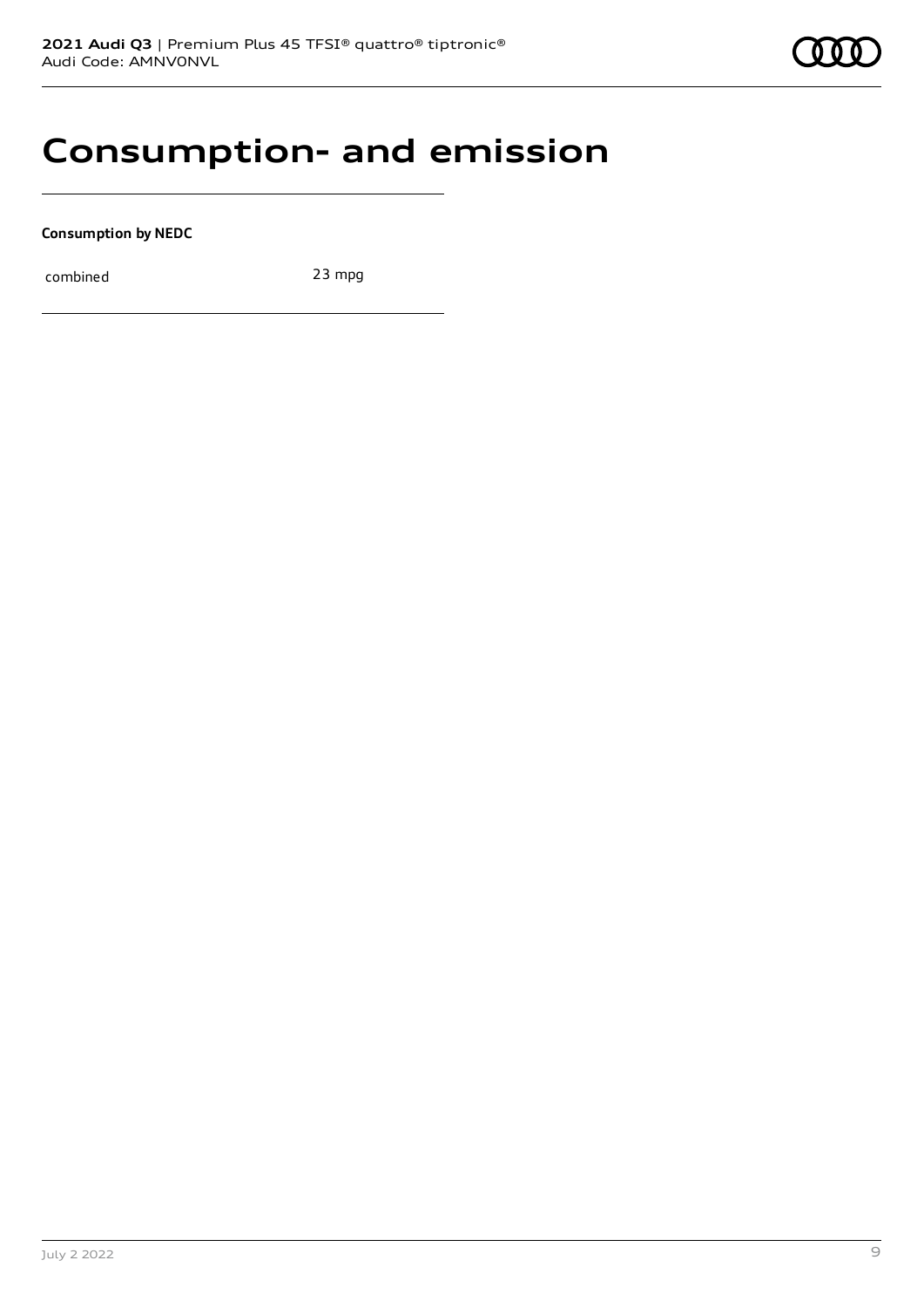# Consumption- and emission

**Consumption by NEDC**

| combined | 23 mpg |
|---|---|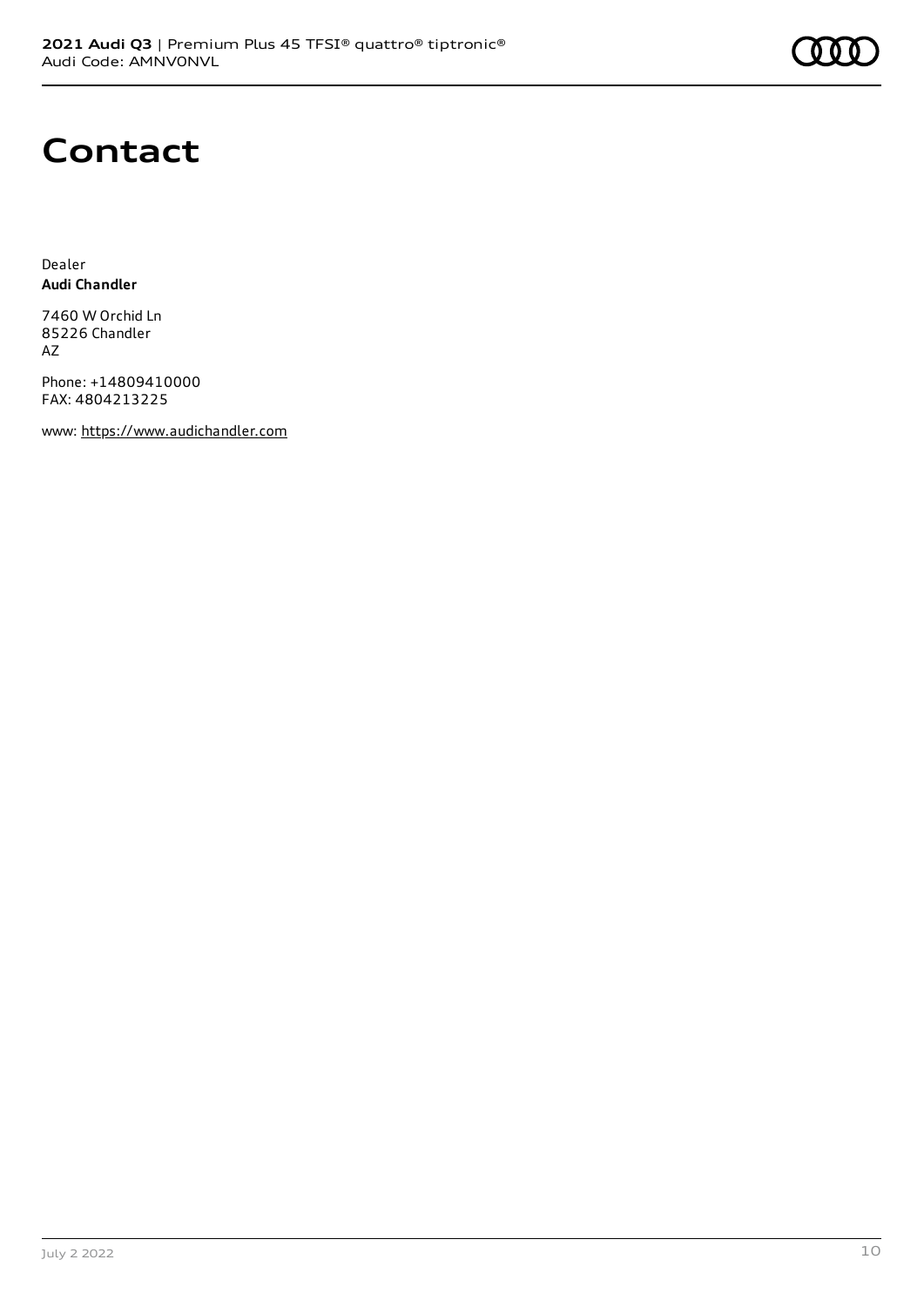# Contact

Dealer
**Audi Chandler**

7460 W Orchid Ln
85226 Chandler
AZ

Phone: +14809410000
FAX: 4804213225

www: https://www.audichandler.com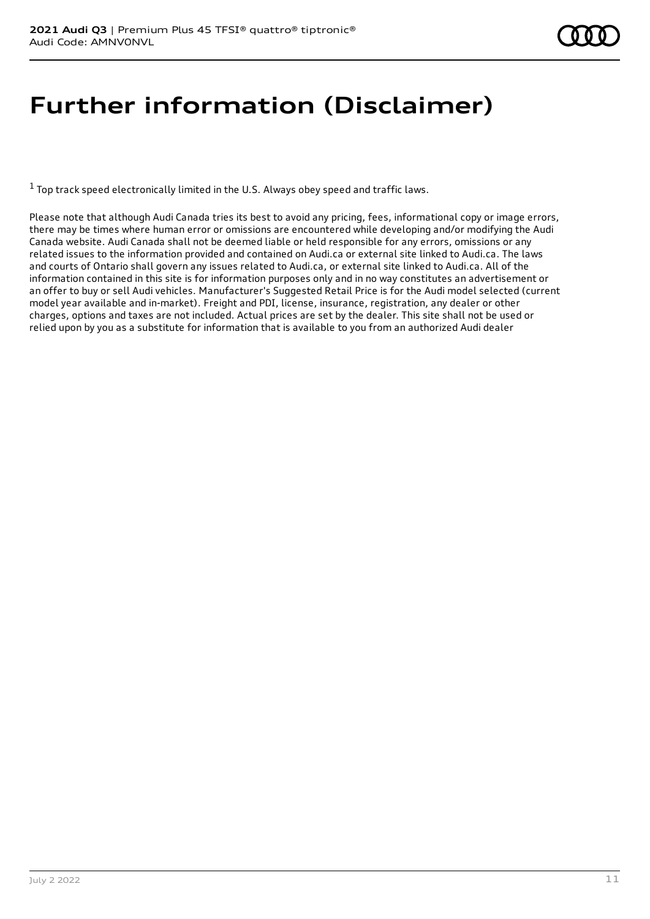# Further information (Disclaimer)

[1] Top track speed electronically limited in the U.S. Always obey speed and traffic laws.

Please note that although Audi Canada tries its best to avoid any pricing, fees, informational copy or image errors, there may be times where human error or omissions are encountered while developing and/or modifying the Audi Canada website. Audi Canada shall not be deemed liable or held responsible for any errors, omissions or any related issues to the information provided and contained on Audi.ca or external site linked to Audi.ca. The laws and courts of Ontario shall govern any issues related to Audi.ca, or external site linked to Audi.ca. All of the information contained in this site is for information purposes only and in no way constitutes an advertisement or an offer to buy or sell Audi vehicles. Manufacturer's Suggested Retail Price is for the Audi model selected (current model year available and in-market). Freight and PDI, license, insurance, registration, any dealer or other charges, options and taxes are not included. Actual prices are set by the dealer. This site shall not be used or relied upon by you as a substitute for information that is available to you from an authorized Audi dealer